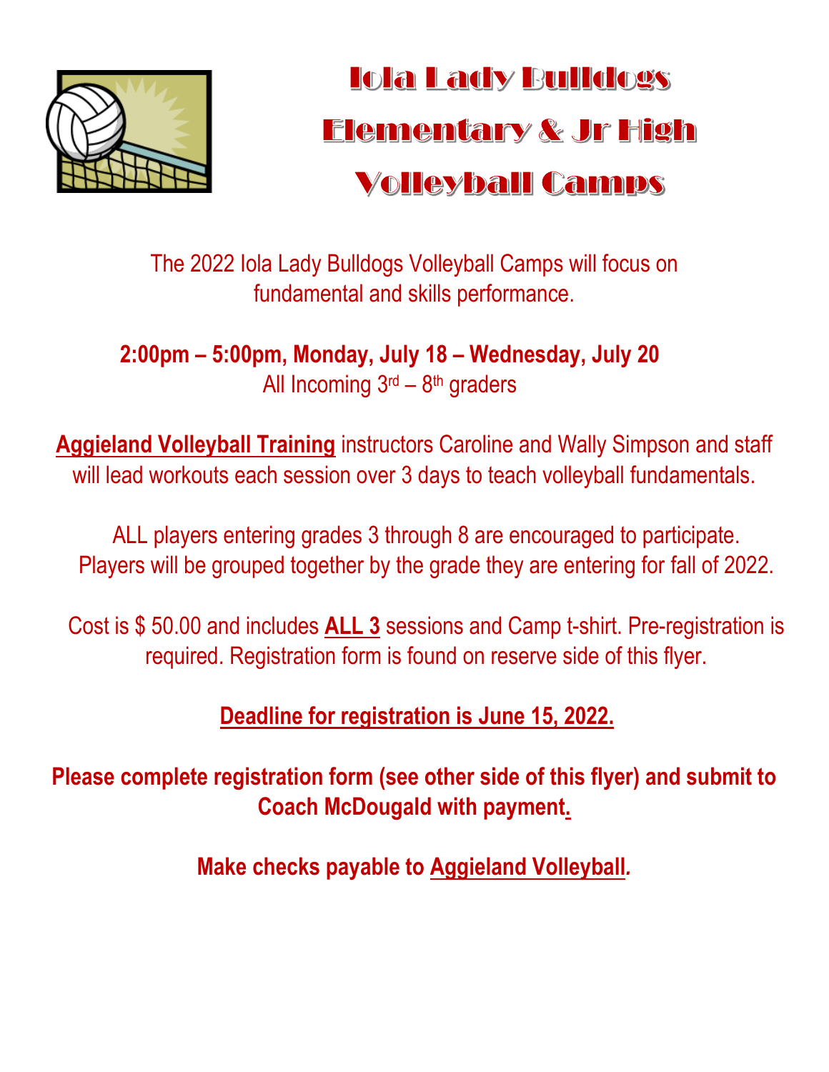# Iola Lady Bulldogs Elementary & Jr High Volleyball Camps

The 2022 Iola Lady Bulldogs Volleyball Camps will focus on fundamental and skills performance.

**2:00pm – 5:00pm, Monday, July 18 – Wednesday, July 20**
All Incoming 3rd – 8th graders

**Aggieland Volleyball Training** instructors Caroline and Wally Simpson and staff will lead workouts each session over 3 days to teach volleyball fundamentals.

ALL players entering grades 3 through 8 are encouraged to participate. Players will be grouped together by the grade they are entering for fall of 2022.

Cost is $ 50.00 and includes **ALL 3** sessions and Camp t-shirt. Pre-registration is required. Registration form is found on reserve side of this flyer.

**Deadline for registration is June 15, 2022.**

**Please complete registration form (see other side of this flyer) and submit to Coach McDougald with payment.**

**Make checks payable to Aggieland Volleyball.**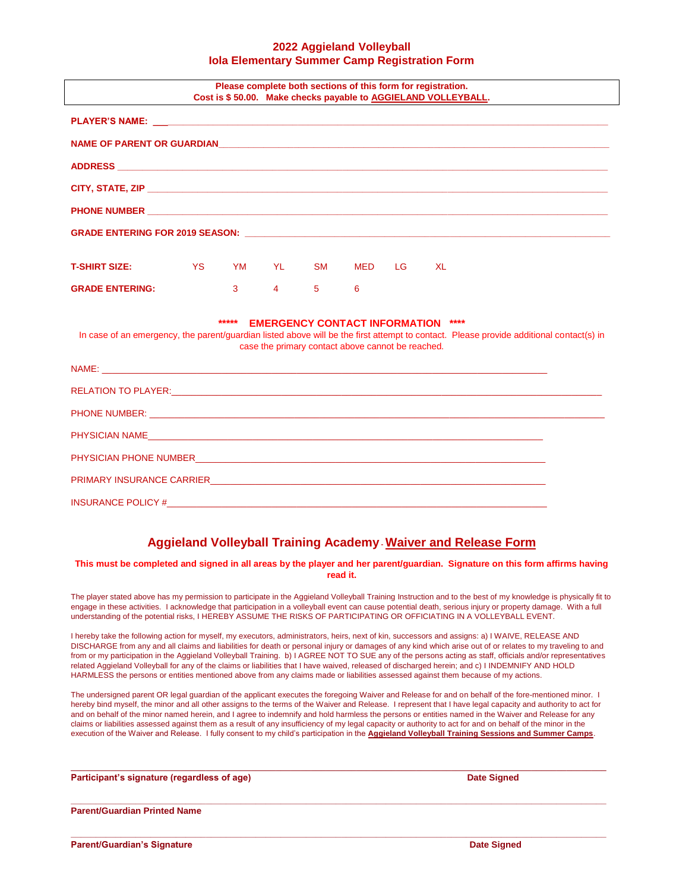# 2022 Aggieland Volleyball
# Iola Elementary Summer Camp Registration Form

**Please complete both sections of this form for registration.**
**Cost is $ 50.00. Make checks payable to AGGIELAND VOLLEYBALL.**

**PLAYER'S NAME:** ___________________________________________

**NAME OF PARENT OR GUARDIAN**___________________________________________

**ADDRESS** ___________________________________________

**CITY, STATE, ZIP** ___________________________________________

**PHONE NUMBER** ___________________________________________

**GRADE ENTERING FOR 2019 SEASON:** ___________________________________________

**T-SHIRT SIZE:** YS YM YL SM MED LG XL

**GRADE ENTERING:** 3 4 5 6

## ***** EMERGENCY CONTACT INFORMATION ****

In case of an emergency, the parent/guardian listed above will be the first attempt to contact. Please provide additional contact(s) in case the primary contact above cannot be reached.

NAME: ___________________________________________

RELATION TO PLAYER:___________________________________________

PHONE NUMBER: ___________________________________________

PHYSICIAN NAME___________________________________________

PHYSICIAN PHONE NUMBER___________________________________________

PRIMARY INSURANCE CARRIER___________________________________________

INSURANCE POLICY #___________________________________________

## Aggieland Volleyball Training Academy - Waiver and Release Form

**This must be completed and signed in all areas by the player and her parent/guardian. Signature on this form affirms having read it.**

The player stated above has my permission to participate in the Aggieland Volleyball Training Instruction and to the best of my knowledge is physically fit to engage in these activities. I acknowledge that participation in a volleyball event can cause potential death, serious injury or property damage. With a full understanding of the potential risks, I HEREBY ASSUME THE RISKS OF PARTICIPATING OR OFFICIATING IN A VOLLEYBALL EVENT.

I hereby take the following action for myself, my executors, administrators, heirs, next of kin, successors and assigns: a) I WAIVE, RELEASE AND DISCHARGE from any and all claims and liabilities for death or personal injury or damages of any kind which arise out of or relates to my traveling to and from or my participation in the Aggieland Volleyball Training. b) I AGREE NOT TO SUE any of the persons acting as staff, officials and/or representatives related Aggieland Volleyball for any of the claims or liabilities that I have waived, released of discharged herein; and c) I INDEMNIFY AND HOLD HARMLESS the persons or entities mentioned above from any claims made or liabilities assessed against them because of my actions.

The undersigned parent OR legal guardian of the applicant executes the foregoing Waiver and Release for and on behalf of the fore-mentioned minor. I hereby bind myself, the minor and all other assigns to the terms of the Waiver and Release. I represent that I have legal capacity and authority to act for and on behalf of the minor named herein, and I agree to indemnify and hold harmless the persons or entities named in the Waiver and Release for any claims or liabilities assessed against them as a result of any insufficiency of my legal capacity or authority to act for and on behalf of the minor in the execution of the Waiver and Release. I fully consent to my child's participation in the **Aggieland Volleyball Training Sessions and Summer Camps**.

___________________________________________

**Participant's signature (regardless of age)** **Date Signed**

___________________________________________

**Parent/Guardian Printed Name**

___________________________________________

**Parent/Guardian's Signature** **Date Signed**